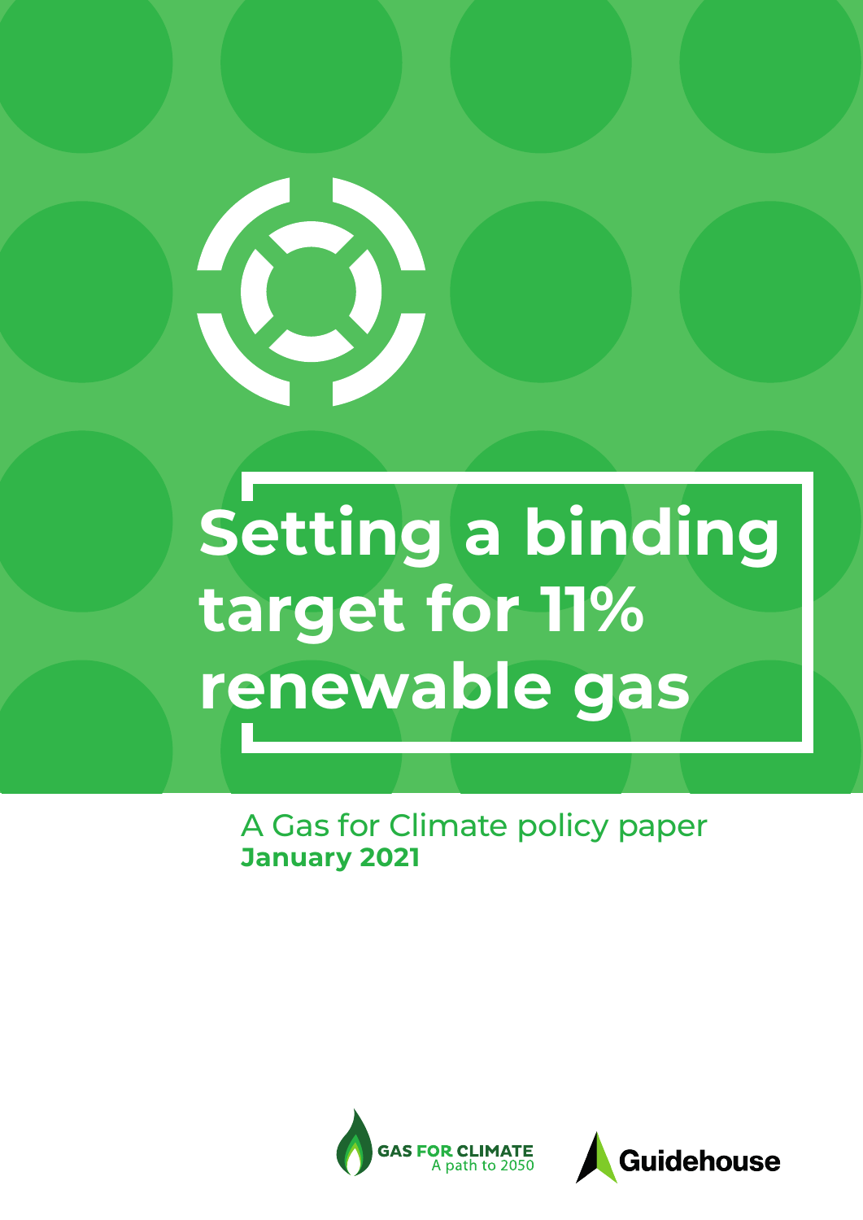# Setting a binding target for 11% renewable gas

A Gas for Climate policy paper
**January 2021**

GAS FOR CLIMATE
A path to 2050

Guidehouse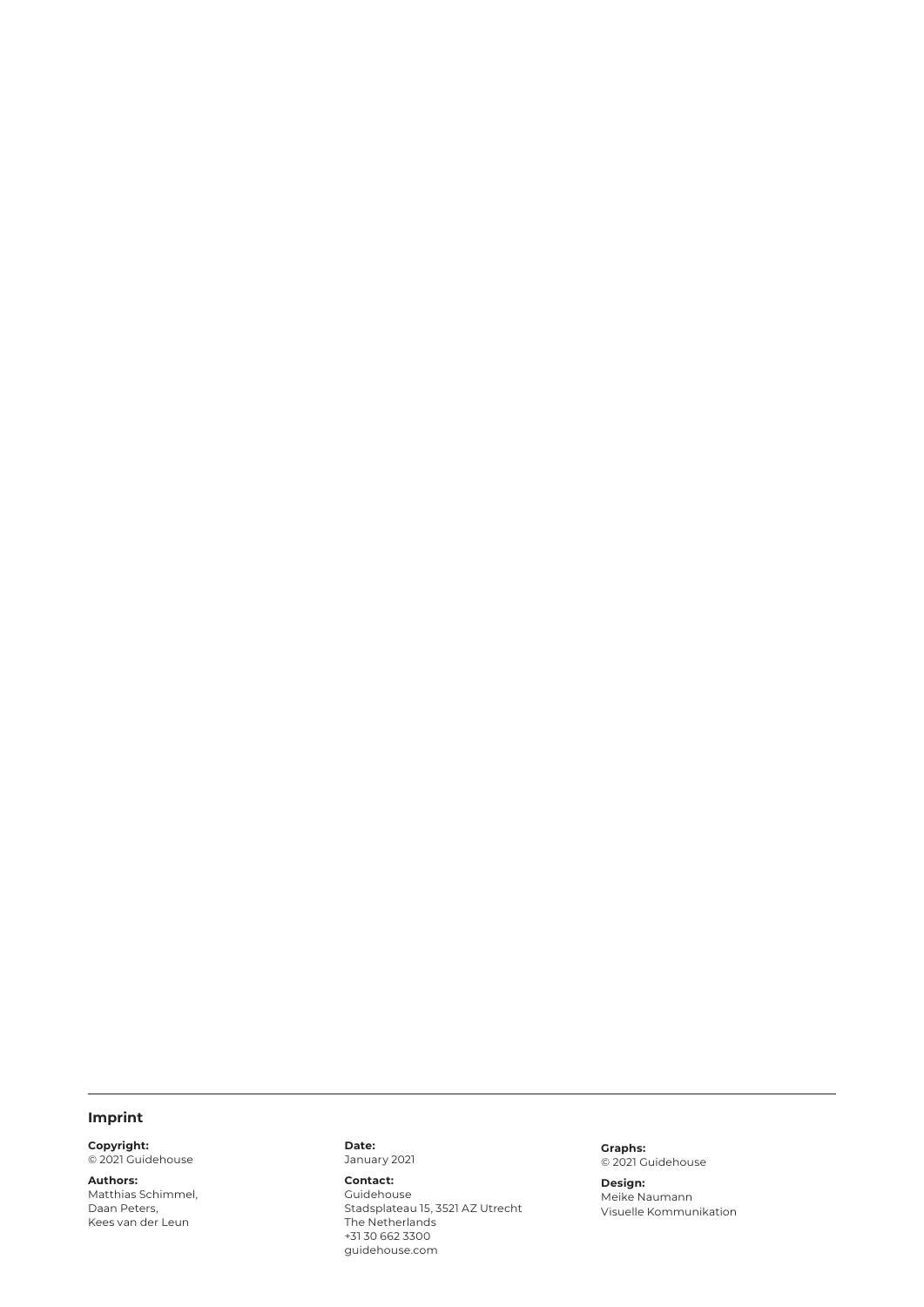## Imprint

**Copyright:**
© 2021 Guidehouse

**Authors:**
Matthias Schimmel,
Daan Peters,
Kees van der Leun

**Date:**
January 2021

**Contact:**
Guidehouse
Stadsplateau 15, 3521 AZ Utrecht
The Netherlands
+31 30 662 3300
guidehouse.com

**Graphs:**
© 2021 Guidehouse

**Design:**
Meike Naumann
Visuelle Kommunikation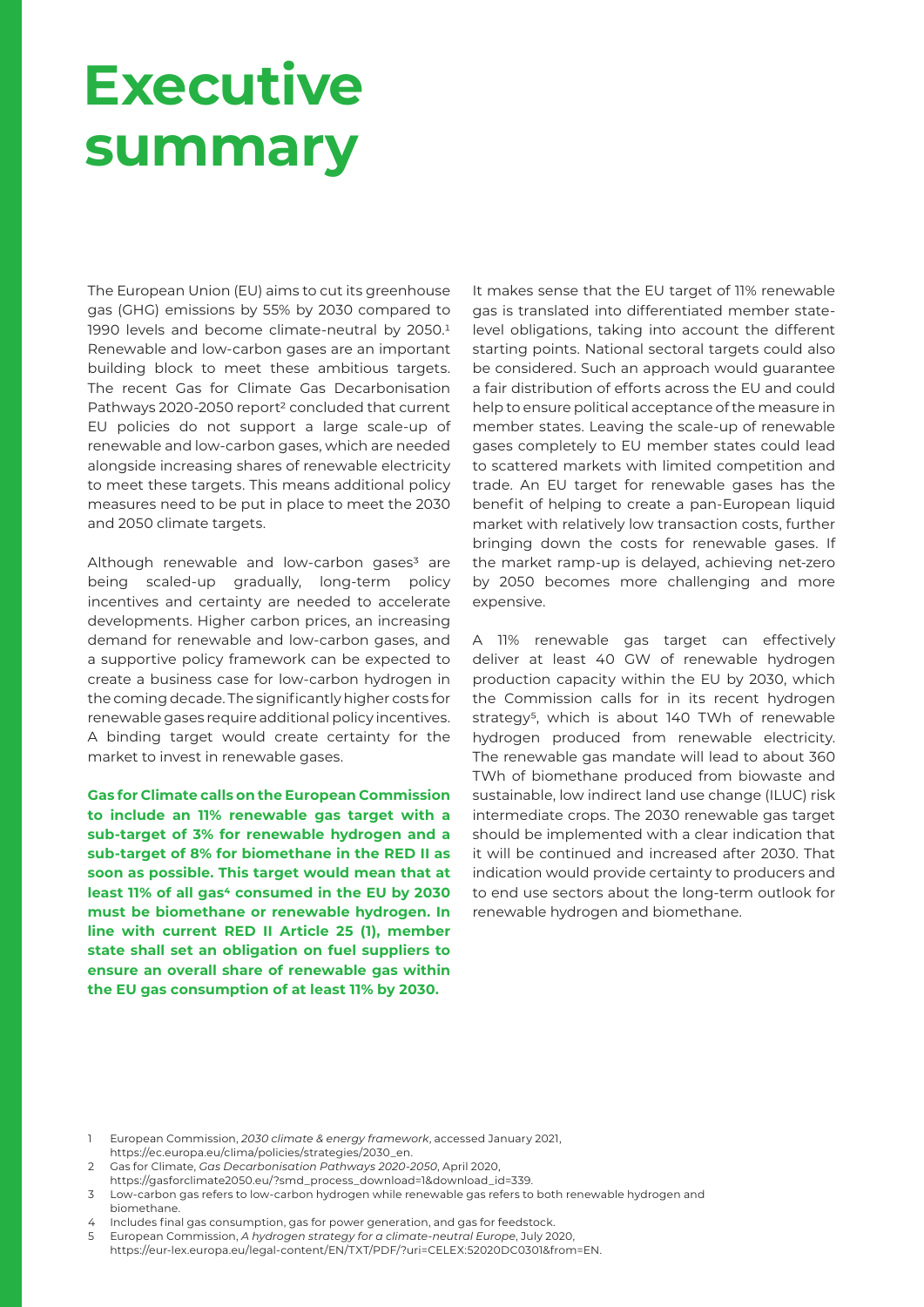# Executive summary

The European Union (EU) aims to cut its greenhouse gas (GHG) emissions by 55% by 2030 compared to 1990 levels and become climate-neutral by 2050.[1] Renewable and low-carbon gases are an important building block to meet these ambitious targets. The recent Gas for Climate Gas Decarbonisation Pathways 2020-2050 report[2] concluded that current EU policies do not support a large scale-up of renewable and low-carbon gases, which are needed alongside increasing shares of renewable electricity to meet these targets. This means additional policy measures need to be put in place to meet the 2030 and 2050 climate targets.

Although renewable and low-carbon gases[3] are being scaled-up gradually, long-term policy incentives and certainty are needed to accelerate developments. Higher carbon prices, an increasing demand for renewable and low-carbon gases, and a supportive policy framework can be expected to create a business case for low-carbon hydrogen in the coming decade. The significantly higher costs for renewable gases require additional policy incentives. A binding target would create certainty for the market to invest in renewable gases.

**Gas for Climate calls on the European Commission to include an 11% renewable gas target with a sub-target of 3% for renewable hydrogen and a sub-target of 8% for biomethane in the RED II as soon as possible. This target would mean that at least 11% of all gas[4] consumed in the EU by 2030 must be biomethane or renewable hydrogen. In line with current RED II Article 25 (1), member state shall set an obligation on fuel suppliers to ensure an overall share of renewable gas within the EU gas consumption of at least 11% by 2030.**

It makes sense that the EU target of 11% renewable gas is translated into differentiated member state-level obligations, taking into account the different starting points. National sectoral targets could also be considered. Such an approach would guarantee a fair distribution of efforts across the EU and could help to ensure political acceptance of the measure in member states. Leaving the scale-up of renewable gases completely to EU member states could lead to scattered markets with limited competition and trade. An EU target for renewable gases has the benefit of helping to create a pan-European liquid market with relatively low transaction costs, further bringing down the costs for renewable gases. If the market ramp-up is delayed, achieving net-zero by 2050 becomes more challenging and more expensive.

A 11% renewable gas target can effectively deliver at least 40 GW of renewable hydrogen production capacity within the EU by 2030, which the Commission calls for in its recent hydrogen strategy[5], which is about 140 TWh of renewable hydrogen produced from renewable electricity. The renewable gas mandate will lead to about 360 TWh of biomethane produced from biowaste and sustainable, low indirect land use change (ILUC) risk intermediate crops. The 2030 renewable gas target should be implemented with a clear indication that it will be continued and increased after 2030. That indication would provide certainty to producers and to end use sectors about the long-term outlook for renewable hydrogen and biomethane.

1 European Commission, *2030 climate & energy framework*, accessed January 2021, https://ec.europa.eu/clima/policies/strategies/2030_en.

2 Gas for Climate, *Gas Decarbonisation Pathways 2020-2050*, April 2020, https://gasforclimate2050.eu/?smd_process_download=1&download_id=339.

3 Low-carbon gas refers to low-carbon hydrogen while renewable gas refers to both renewable hydrogen and biomethane.

4 Includes final gas consumption, gas for power generation, and gas for feedstock.

5 European Commission, *A hydrogen strategy for a climate-neutral Europe*, July 2020, https://eur-lex.europa.eu/legal-content/EN/TXT/PDF/?uri=CELEX:52020DC0301&from=EN.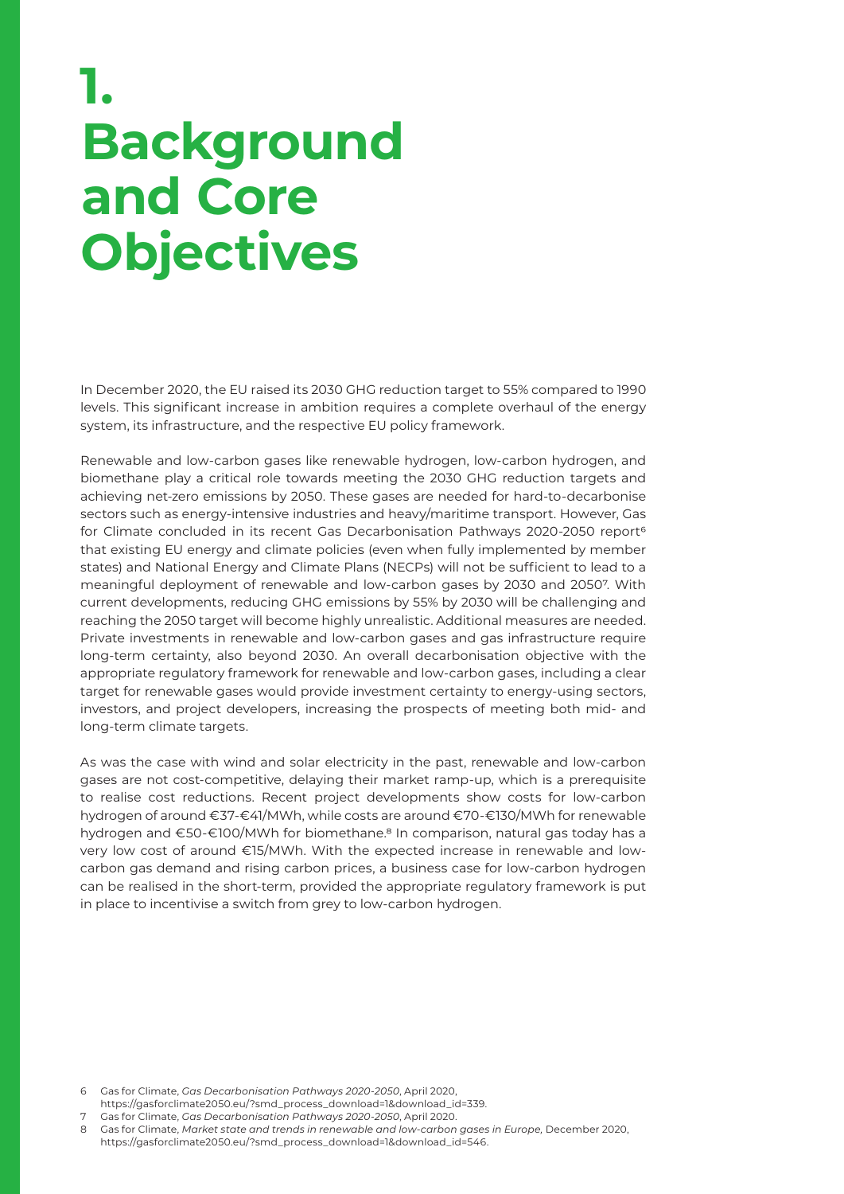# 1. Background and Core Objectives

In December 2020, the EU raised its 2030 GHG reduction target to 55% compared to 1990 levels. This significant increase in ambition requires a complete overhaul of the energy system, its infrastructure, and the respective EU policy framework.

Renewable and low-carbon gases like renewable hydrogen, low-carbon hydrogen, and biomethane play a critical role towards meeting the 2030 GHG reduction targets and achieving net-zero emissions by 2050. These gases are needed for hard-to-decarbonise sectors such as energy-intensive industries and heavy/maritime transport. However, Gas for Climate concluded in its recent Gas Decarbonisation Pathways 2020-2050 report[6] that existing EU energy and climate policies (even when fully implemented by member states) and National Energy and Climate Plans (NECPs) will not be sufficient to lead to a meaningful deployment of renewable and low-carbon gases by 2030 and 2050[7]. With current developments, reducing GHG emissions by 55% by 2030 will be challenging and reaching the 2050 target will become highly unrealistic. Additional measures are needed. Private investments in renewable and low-carbon gases and gas infrastructure require long-term certainty, also beyond 2030. An overall decarbonisation objective with the appropriate regulatory framework for renewable and low-carbon gases, including a clear target for renewable gases would provide investment certainty to energy-using sectors, investors, and project developers, increasing the prospects of meeting both mid- and long-term climate targets.

As was the case with wind and solar electricity in the past, renewable and low-carbon gases are not cost-competitive, delaying their market ramp-up, which is a prerequisite to realise cost reductions. Recent project developments show costs for low-carbon hydrogen of around €37-€41/MWh, while costs are around €70-€130/MWh for renewable hydrogen and €50-€100/MWh for biomethane.[8] In comparison, natural gas today has a very low cost of around €15/MWh. With the expected increase in renewable and low-carbon gas demand and rising carbon prices, a business case for low-carbon hydrogen can be realised in the short-term, provided the appropriate regulatory framework is put in place to incentivise a switch from grey to low-carbon hydrogen.

6 Gas for Climate, *Gas Decarbonisation Pathways 2020-2050*, April 2020, https://gasforclimate2050.eu/?smd_process_download=1&download_id=339.

7 Gas for Climate, *Gas Decarbonisation Pathways 2020-2050*, April 2020.

8 Gas for Climate, *Market state and trends in renewable and low-carbon gases in Europe*, December 2020, https://gasforclimate2050.eu/?smd_process_download=1&download_id=546.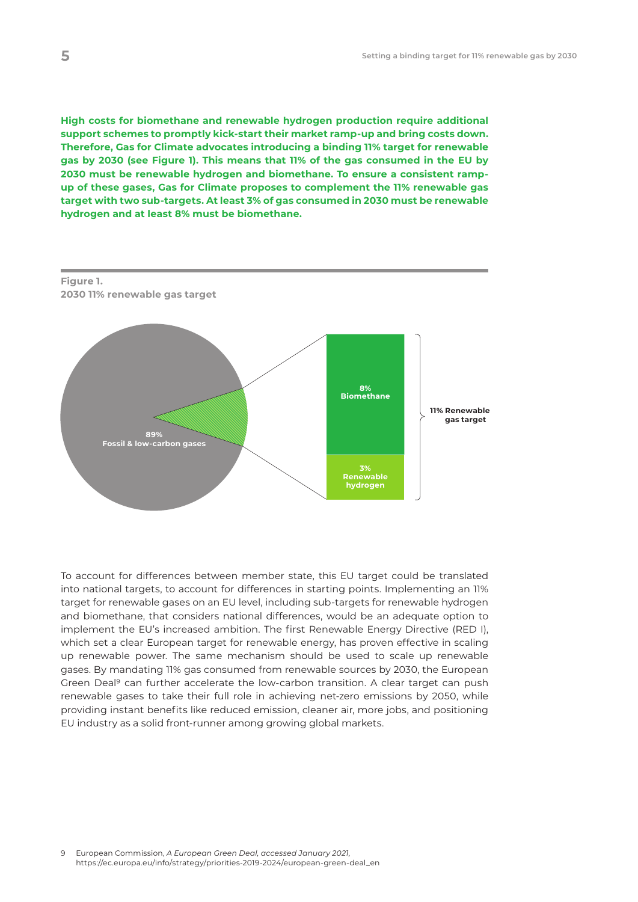**High costs for biomethane and renewable hydrogen production require additional support schemes to promptly kick-start their market ramp-up and bring costs down. Therefore, Gas for Climate advocates introducing a binding 11% target for renewable gas by 2030 (see Figure 1). This means that 11% of the gas consumed in the EU by 2030 must be renewable hydrogen and biomethane. To ensure a consistent ramp-up of these gases, Gas for Climate proposes to complement the 11% renewable gas target with two sub-targets. At least 3% of gas consumed in 2030 must be renewable hydrogen and at least 8% must be biomethane.**

**Figure 1.**
**2030 11% renewable gas target**

89% Fossil & low-carbon gases

8% Biomethane

3% Renewable hydrogen

11% Renewable gas target

To account for differences between member state, this EU target could be translated into national targets, to account for differences in starting points. Implementing an 11% target for renewable gases on an EU level, including sub-targets for renewable hydrogen and biomethane, that considers national differences, would be an adequate option to implement the EU's increased ambition. The first Renewable Energy Directive (RED I), which set a clear European target for renewable energy, has proven effective in scaling up renewable power. The same mechanism should be used to scale up renewable gases. By mandating 11% gas consumed from renewable sources by 2030, the European Green Deal[9] can further accelerate the low-carbon transition. A clear target can push renewable gases to take their full role in achieving net-zero emissions by 2050, while providing instant benefits like reduced emission, cleaner air, more jobs, and positioning EU industry as a solid front-runner among growing global markets.

9 European Commission, *A European Green Deal, accessed January 2021*, https://ec.europa.eu/info/strategy/priorities-2019-2024/european-green-deal_en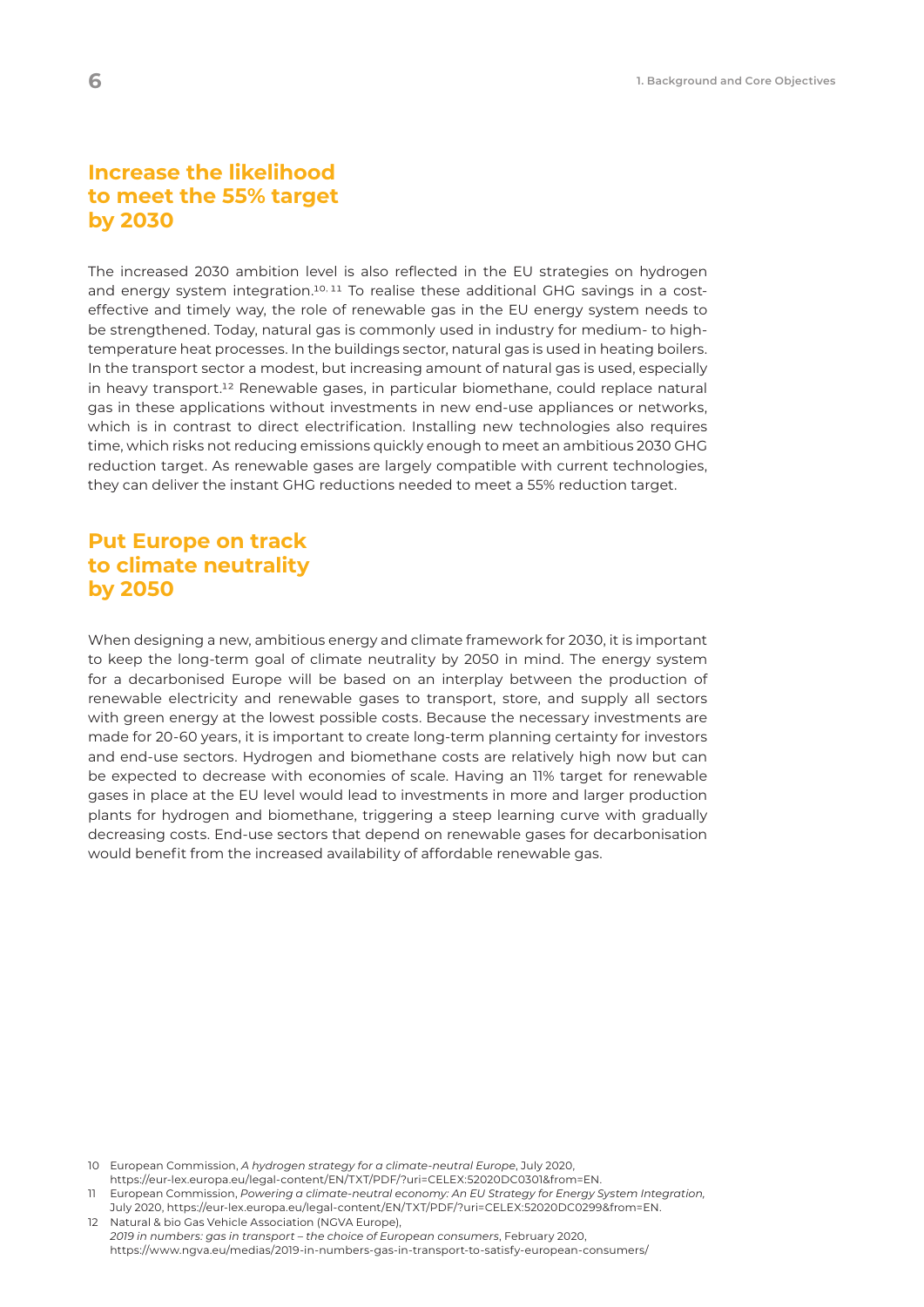## Increase the likelihood to meet the 55% target by 2030

The increased 2030 ambition level is also reflected in the EU strategies on hydrogen and energy system integration.[10, 11] To realise these additional GHG savings in a cost-effective and timely way, the role of renewable gas in the EU energy system needs to be strengthened. Today, natural gas is commonly used in industry for medium- to high-temperature heat processes. In the buildings sector, natural gas is used in heating boilers. In the transport sector a modest, but increasing amount of natural gas is used, especially in heavy transport.[12] Renewable gases, in particular biomethane, could replace natural gas in these applications without investments in new end-use appliances or networks, which is in contrast to direct electrification. Installing new technologies also requires time, which risks not reducing emissions quickly enough to meet an ambitious 2030 GHG reduction target. As renewable gases are largely compatible with current technologies, they can deliver the instant GHG reductions needed to meet a 55% reduction target.

## Put Europe on track to climate neutrality by 2050

When designing a new, ambitious energy and climate framework for 2030, it is important to keep the long-term goal of climate neutrality by 2050 in mind. The energy system for a decarbonised Europe will be based on an interplay between the production of renewable electricity and renewable gases to transport, store, and supply all sectors with green energy at the lowest possible costs. Because the necessary investments are made for 20-60 years, it is important to create long-term planning certainty for investors and end-use sectors. Hydrogen and biomethane costs are relatively high now but can be expected to decrease with economies of scale. Having an 11% target for renewable gases in place at the EU level would lead to investments in more and larger production plants for hydrogen and biomethane, triggering a steep learning curve with gradually decreasing costs. End-use sectors that depend on renewable gases for decarbonisation would benefit from the increased availability of affordable renewable gas.

---

10 European Commission, *A hydrogen strategy for a climate-neutral Europe*, July 2020, https://eur-lex.europa.eu/legal-content/EN/TXT/PDF/?uri=CELEX:52020DC0301&from=EN.

11 European Commission, *Powering a climate-neutral economy: An EU Strategy for Energy System Integration*, July 2020, https://eur-lex.europa.eu/legal-content/EN/TXT/PDF/?uri=CELEX:52020DC0299&from=EN.

12 Natural & bio Gas Vehicle Association (NGVA Europe), *2019 in numbers: gas in transport – the choice of European consumers*, February 2020, https://www.ngva.eu/medias/2019-in-numbers-gas-in-transport-to-satisfy-european-consumers/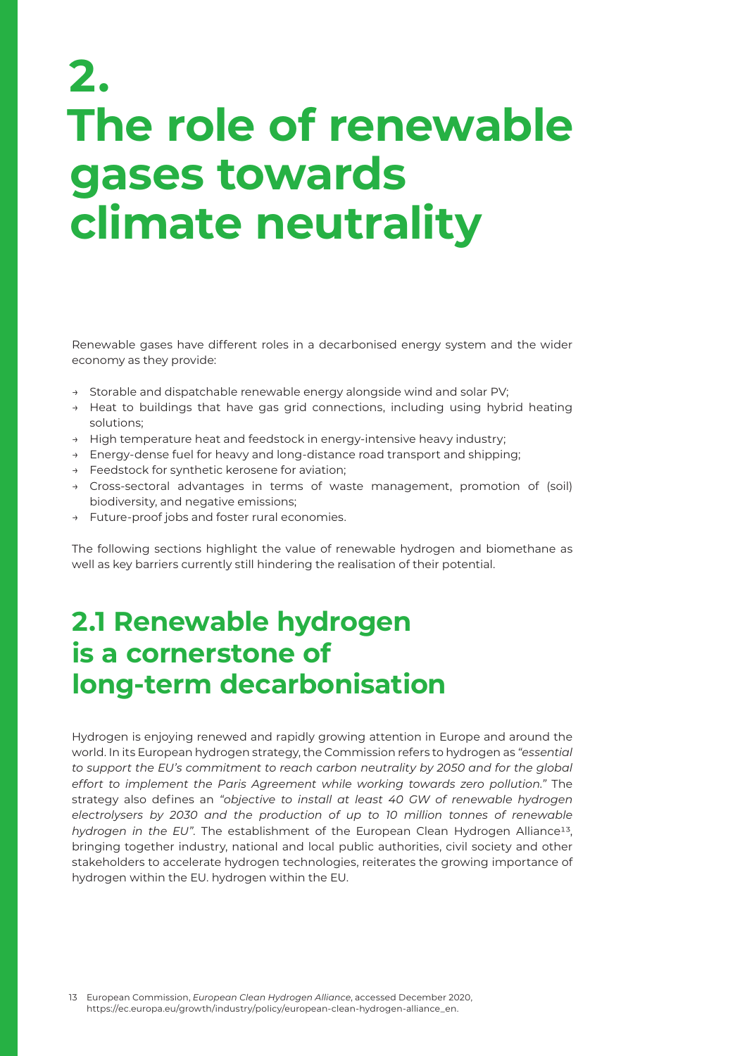# 2. The role of renewable gases towards climate neutrality

Renewable gases have different roles in a decarbonised energy system and the wider economy as they provide:

- Storable and dispatchable renewable energy alongside wind and solar PV;
- Heat to buildings that have gas grid connections, including using hybrid heating solutions;
- High temperature heat and feedstock in energy-intensive heavy industry;
- Energy-dense fuel for heavy and long-distance road transport and shipping;
- Feedstock for synthetic kerosene for aviation;
- Cross-sectoral advantages in terms of waste management, promotion of (soil) biodiversity, and negative emissions;
- Future-proof jobs and foster rural economies.

The following sections highlight the value of renewable hydrogen and biomethane as well as key barriers currently still hindering the realisation of their potential.

## 2.1 Renewable hydrogen is a cornerstone of long-term decarbonisation

Hydrogen is enjoying renewed and rapidly growing attention in Europe and around the world. In its European hydrogen strategy, the Commission refers to hydrogen as *"essential to support the EU's commitment to reach carbon neutrality by 2050 and for the global effort to implement the Paris Agreement while working towards zero pollution."* The strategy also defines an *"objective to install at least 40 GW of renewable hydrogen electrolysers by 2030 and the production of up to 10 million tonnes of renewable hydrogen in the EU"*. The establishment of the European Clean Hydrogen Alliance[13], bringing together industry, national and local public authorities, civil society and other stakeholders to accelerate hydrogen technologies, reiterates the growing importance of hydrogen within the EU. hydrogen within the EU.

13 European Commission, *European Clean Hydrogen Alliance*, accessed December 2020, https://ec.europa.eu/growth/industry/policy/european-clean-hydrogen-alliance_en.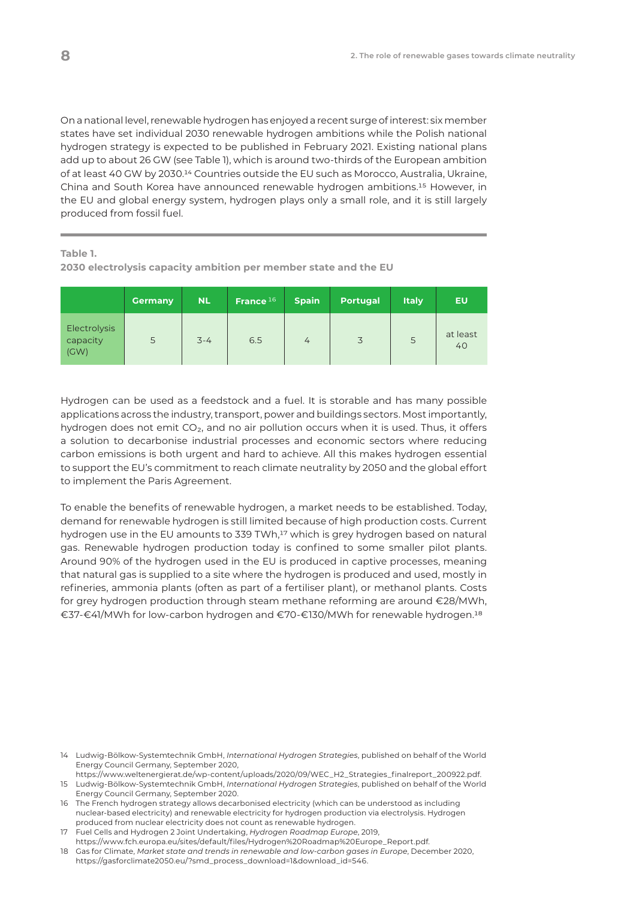On a national level, renewable hydrogen has enjoyed a recent surge of interest: six member states have set individual 2030 renewable hydrogen ambitions while the Polish national hydrogen strategy is expected to be published in February 2021. Existing national plans add up to about 26 GW (see Table 1), which is around two-thirds of the European ambition of at least 40 GW by 2030.[14] Countries outside the EU such as Morocco, Australia, Ukraine, China and South Korea have announced renewable hydrogen ambitions.[15] However, in the EU and global energy system, hydrogen plays only a small role, and it is still largely produced from fossil fuel.

**Table 1.**
**2030 electrolysis capacity ambition per member state and the EU**

| | Germany | NL | France [16] | Spain | Portugal | Italy | EU |
|---|---|---|---|---|---|---|---|
| Electrolysis capacity (GW) | 5 | 3-4 | 6.5 | 4 | 3 | 5 | at least 40 |

Hydrogen can be used as a feedstock and a fuel. It is storable and has many possible applications across the industry, transport, power and buildings sectors. Most importantly, hydrogen does not emit $CO_2$, and no air pollution occurs when it is used. Thus, it offers a solution to decarbonise industrial processes and economic sectors where reducing carbon emissions is both urgent and hard to achieve. All this makes hydrogen essential to support the EU's commitment to reach climate neutrality by 2050 and the global effort to implement the Paris Agreement.

To enable the benefits of renewable hydrogen, a market needs to be established. Today, demand for renewable hydrogen is still limited because of high production costs. Current hydrogen use in the EU amounts to 339 TWh,[17] which is grey hydrogen based on natural gas. Renewable hydrogen production today is confined to some smaller pilot plants. Around 90% of the hydrogen used in the EU is produced in captive processes, meaning that natural gas is supplied to a site where the hydrogen is produced and used, mostly in refineries, ammonia plants (often as part of a fertiliser plant), or methanol plants. Costs for grey hydrogen production through steam methane reforming are around €28/MWh, €37-€41/MWh for low-carbon hydrogen and €70-€130/MWh for renewable hydrogen.[18]

14 Ludwig-Bölkow-Systemtechnik GmbH, *International Hydrogen Strategies*, published on behalf of the World Energy Council Germany, September 2020, https://www.weltenergierat.de/wp-content/uploads/2020/09/WEC_H2_Strategies_finalreport_200922.pdf.

15 Ludwig-Bölkow-Systemtechnik GmbH, *International Hydrogen Strategies*, published on behalf of the World Energy Council Germany, September 2020.

16 The French hydrogen strategy allows decarbonised electricity (which can be understood as including nuclear-based electricity) and renewable electricity for hydrogen production via electrolysis. Hydrogen produced from nuclear electricity does not count as renewable hydrogen.

17 Fuel Cells and Hydrogen 2 Joint Undertaking, *Hydrogen Roadmap Europe*, 2019, https://www.fch.europa.eu/sites/default/files/Hydrogen%20Roadmap%20Europe_Report.pdf.

18 Gas for Climate, *Market state and trends in renewable and low-carbon gases in Europe*, December 2020, https://gasforclimate2050.eu/?smd_process_download=1&download_id=546.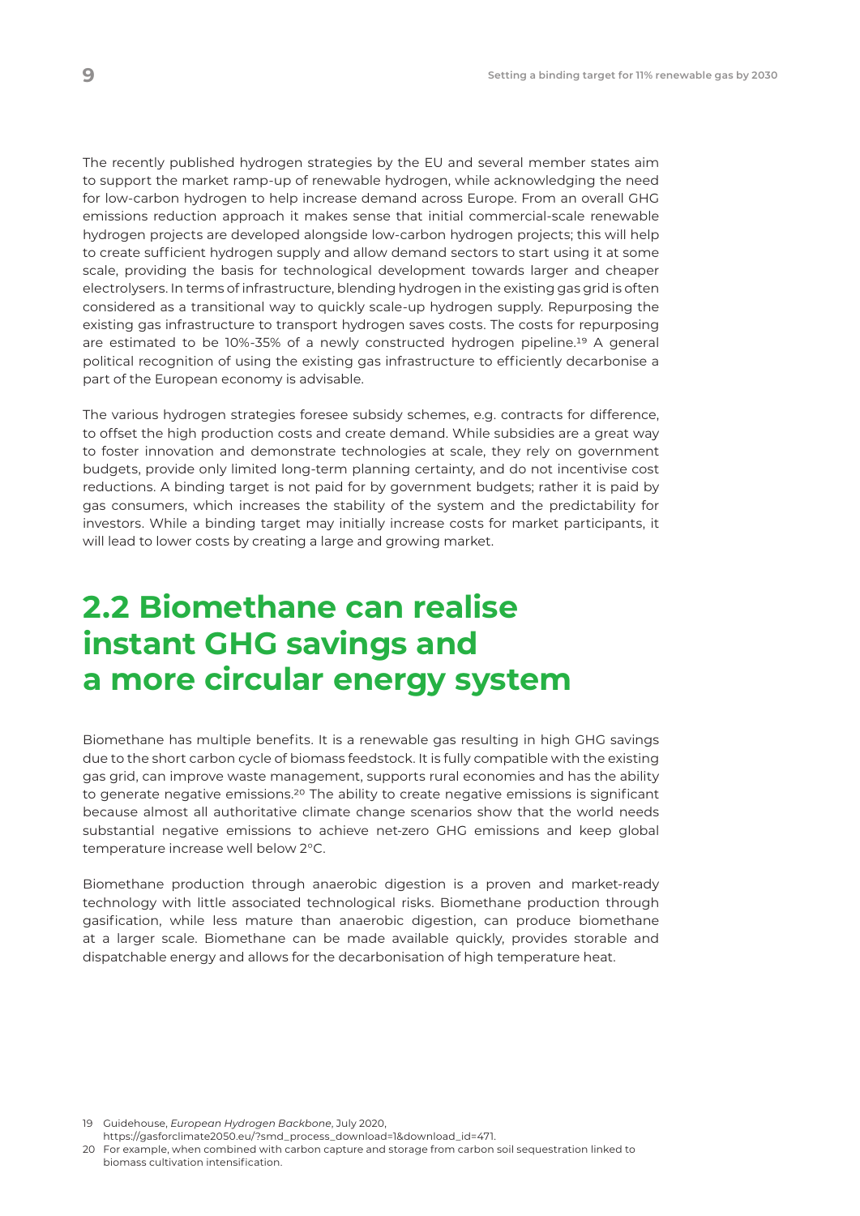The recently published hydrogen strategies by the EU and several member states aim to support the market ramp-up of renewable hydrogen, while acknowledging the need for low-carbon hydrogen to help increase demand across Europe. From an overall GHG emissions reduction approach it makes sense that initial commercial-scale renewable hydrogen projects are developed alongside low-carbon hydrogen projects; this will help to create sufficient hydrogen supply and allow demand sectors to start using it at some scale, providing the basis for technological development towards larger and cheaper electrolysers. In terms of infrastructure, blending hydrogen in the existing gas grid is often considered as a transitional way to quickly scale-up hydrogen supply. Repurposing the existing gas infrastructure to transport hydrogen saves costs. The costs for repurposing are estimated to be 10%-35% of a newly constructed hydrogen pipeline.[19] A general political recognition of using the existing gas infrastructure to efficiently decarbonise a part of the European economy is advisable.

The various hydrogen strategies foresee subsidy schemes, e.g. contracts for difference, to offset the high production costs and create demand. While subsidies are a great way to foster innovation and demonstrate technologies at scale, they rely on government budgets, provide only limited long-term planning certainty, and do not incentivise cost reductions. A binding target is not paid for by government budgets; rather it is paid by gas consumers, which increases the stability of the system and the predictability for investors. While a binding target may initially increase costs for market participants, it will lead to lower costs by creating a large and growing market.

## 2.2 Biomethane can realise instant GHG savings and a more circular energy system

Biomethane has multiple benefits. It is a renewable gas resulting in high GHG savings due to the short carbon cycle of biomass feedstock. It is fully compatible with the existing gas grid, can improve waste management, supports rural economies and has the ability to generate negative emissions.[20] The ability to create negative emissions is significant because almost all authoritative climate change scenarios show that the world needs substantial negative emissions to achieve net-zero GHG emissions and keep global temperature increase well below 2°C.

Biomethane production through anaerobic digestion is a proven and market-ready technology with little associated technological risks. Biomethane production through gasification, while less mature than anaerobic digestion, can produce biomethane at a larger scale. Biomethane can be made available quickly, provides storable and dispatchable energy and allows for the decarbonisation of high temperature heat.

---

19 Guidehouse, *European Hydrogen Backbone*, July 2020, https://gasforclimate2050.eu/?smd_process_download=1&download_id=471.

20 For example, when combined with carbon capture and storage from carbon soil sequestration linked to biomass cultivation intensification.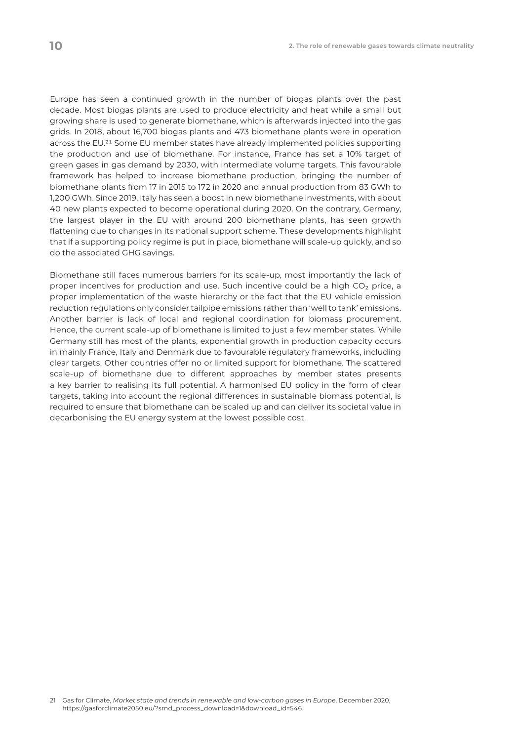Europe has seen a continued growth in the number of biogas plants over the past decade. Most biogas plants are used to produce electricity and heat while a small but growing share is used to generate biomethane, which is afterwards injected into the gas grids. In 2018, about 16,700 biogas plants and 473 biomethane plants were in operation across the EU.[21] Some EU member states have already implemented policies supporting the production and use of biomethane. For instance, France has set a 10% target of green gases in gas demand by 2030, with intermediate volume targets. This favourable framework has helped to increase biomethane production, bringing the number of biomethane plants from 17 in 2015 to 172 in 2020 and annual production from 83 GWh to 1,200 GWh. Since 2019, Italy has seen a boost in new biomethane investments, with about 40 new plants expected to become operational during 2020. On the contrary, Germany, the largest player in the EU with around 200 biomethane plants, has seen growth flattening due to changes in its national support scheme. These developments highlight that if a supporting policy regime is put in place, biomethane will scale-up quickly, and so do the associated GHG savings.

Biomethane still faces numerous barriers for its scale-up, most importantly the lack of proper incentives for production and use. Such incentive could be a high $CO_2$ price, a proper implementation of the waste hierarchy or the fact that the EU vehicle emission reduction regulations only consider tailpipe emissions rather than 'well to tank' emissions. Another barrier is lack of local and regional coordination for biomass procurement. Hence, the current scale-up of biomethane is limited to just a few member states. While Germany still has most of the plants, exponential growth in production capacity occurs in mainly France, Italy and Denmark due to favourable regulatory frameworks, including clear targets. Other countries offer no or limited support for biomethane. The scattered scale-up of biomethane due to different approaches by member states presents a key barrier to realising its full potential. A harmonised EU policy in the form of clear targets, taking into account the regional differences in sustainable biomass potential, is required to ensure that biomethane can be scaled up and can deliver its societal value in decarbonising the EU energy system at the lowest possible cost.

21 Gas for Climate, *Market state and trends in renewable and low-carbon gases in Europe*, December 2020, https://gasforclimate2050.eu/?smd_process_download=1&download_id=546.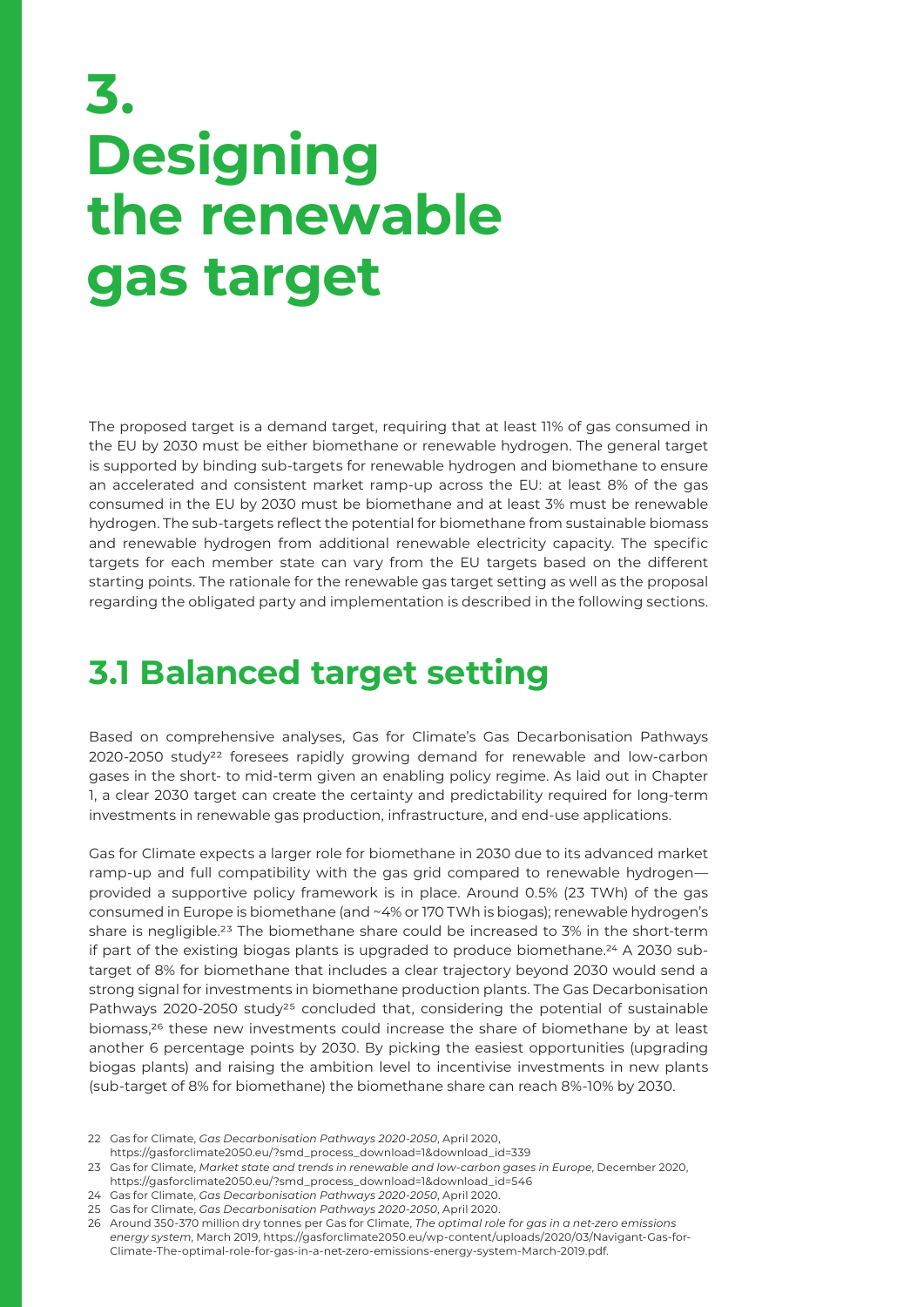# 3. Designing the renewable gas target

The proposed target is a demand target, requiring that at least 11% of gas consumed in the EU by 2030 must be either biomethane or renewable hydrogen. The general target is supported by binding sub-targets for renewable hydrogen and biomethane to ensure an accelerated and consistent market ramp-up across the EU: at least 8% of the gas consumed in the EU by 2030 must be biomethane and at least 3% must be renewable hydrogen. The sub-targets reflect the potential for biomethane from sustainable biomass and renewable hydrogen from additional renewable electricity capacity. The specific targets for each member state can vary from the EU targets based on the different starting points. The rationale for the renewable gas target setting as well as the proposal regarding the obligated party and implementation is described in the following sections.

## 3.1 Balanced target setting

Based on comprehensive analyses, Gas for Climate's Gas Decarbonisation Pathways 2020-2050 study[22] foresees rapidly growing demand for renewable and low-carbon gases in the short- to mid-term given an enabling policy regime. As laid out in Chapter 1, a clear 2030 target can create the certainty and predictability required for long-term investments in renewable gas production, infrastructure, and end-use applications.

Gas for Climate expects a larger role for biomethane in 2030 due to its advanced market ramp-up and full compatibility with the gas grid compared to renewable hydrogen—provided a supportive policy framework is in place. Around 0.5% (23 TWh) of the gas consumed in Europe is biomethane (and ~4% or 170 TWh is biogas); renewable hydrogen's share is negligible.[23] The biomethane share could be increased to 3% in the short-term if part of the existing biogas plants is upgraded to produce biomethane.[24] A 2030 sub-target of 8% for biomethane that includes a clear trajectory beyond 2030 would send a strong signal for investments in biomethane production plants. The Gas Decarbonisation Pathways 2020-2050 study[25] concluded that, considering the potential of sustainable biomass,[26] these new investments could increase the share of biomethane by at least another 6 percentage points by 2030. By picking the easiest opportunities (upgrading biogas plants) and raising the ambition level to incentivise investments in new plants (sub-target of 8% for biomethane) the biomethane share can reach 8%-10% by 2030.

22 Gas for Climate, *Gas Decarbonisation Pathways 2020-2050*, April 2020, https://gasforclimate2050.eu/?smd_process_download=1&download_id=339

23 Gas for Climate, *Market state and trends in renewable and low-carbon gases in Europe*, December 2020, https://gasforclimate2050.eu/?smd_process_download=1&download_id=546

24 Gas for Climate, *Gas Decarbonisation Pathways 2020-2050*, April 2020.

25 Gas for Climate, *Gas Decarbonisation Pathways 2020-2050*, April 2020.

26 Around 350-370 million dry tonnes per Gas for Climate, *The optimal role for gas in a net-zero emissions energy system*, March 2019, https://gasforclimate2050.eu/wp-content/uploads/2020/03/Navigant-Gas-for-Climate-The-optimal-role-for-gas-in-a-net-zero-emissions-energy-system-March-2019.pdf.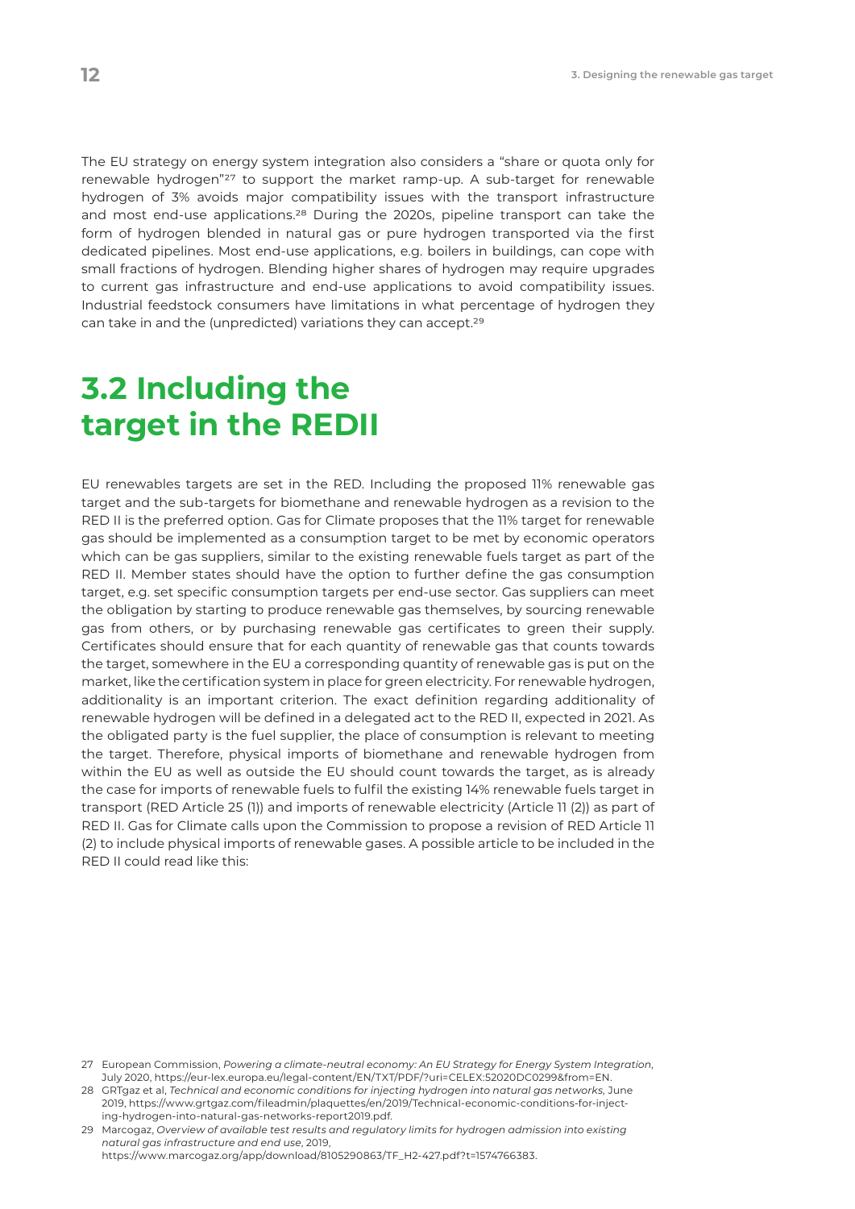The EU strategy on energy system integration also considers a "share or quota only for renewable hydrogen"[27] to support the market ramp-up. A sub-target for renewable hydrogen of 3% avoids major compatibility issues with the transport infrastructure and most end-use applications.[28] During the 2020s, pipeline transport can take the form of hydrogen blended in natural gas or pure hydrogen transported via the first dedicated pipelines. Most end-use applications, e.g. boilers in buildings, can cope with small fractions of hydrogen. Blending higher shares of hydrogen may require upgrades to current gas infrastructure and end-use applications to avoid compatibility issues. Industrial feedstock consumers have limitations in what percentage of hydrogen they can take in and the (unpredicted) variations they can accept.[29]

## 3.2 Including the target in the REDII

EU renewables targets are set in the RED. Including the proposed 11% renewable gas target and the sub-targets for biomethane and renewable hydrogen as a revision to the RED II is the preferred option. Gas for Climate proposes that the 11% target for renewable gas should be implemented as a consumption target to be met by economic operators which can be gas suppliers, similar to the existing renewable fuels target as part of the RED II. Member states should have the option to further define the gas consumption target, e.g. set specific consumption targets per end-use sector. Gas suppliers can meet the obligation by starting to produce renewable gas themselves, by sourcing renewable gas from others, or by purchasing renewable gas certificates to green their supply. Certificates should ensure that for each quantity of renewable gas that counts towards the target, somewhere in the EU a corresponding quantity of renewable gas is put on the market, like the certification system in place for green electricity. For renewable hydrogen, additionality is an important criterion. The exact definition regarding additionality of renewable hydrogen will be defined in a delegated act to the RED II, expected in 2021. As the obligated party is the fuel supplier, the place of consumption is relevant to meeting the target. Therefore, physical imports of biomethane and renewable hydrogen from within the EU as well as outside the EU should count towards the target, as is already the case for imports of renewable fuels to fulfil the existing 14% renewable fuels target in transport (RED Article 25 (1)) and imports of renewable electricity (Article 11 (2)) as part of RED II. Gas for Climate calls upon the Commission to propose a revision of RED Article 11 (2) to include physical imports of renewable gases. A possible article to be included in the RED II could read like this:

27 European Commission, *Powering a climate-neutral economy: An EU Strategy for Energy System Integration*, July 2020, https://eur-lex.europa.eu/legal-content/EN/TXT/PDF/?uri=CELEX:52020DC0299&from=EN.

28 GRTgaz et al, *Technical and economic conditions for injecting hydrogen into natural gas networks,* June 2019, https://www.grtgaz.com/fileadmin/plaquettes/en/2019/Technical-economic-conditions-for-injecting-hydrogen-into-natural-gas-networks-report2019.pdf.

29 Marcogaz, *Overview of available test results and regulatory limits for hydrogen admission into existing natural gas infrastructure and end use*, 2019, https://www.marcogaz.org/app/download/8105290863/TF_H2-427.pdf?t=1574766383.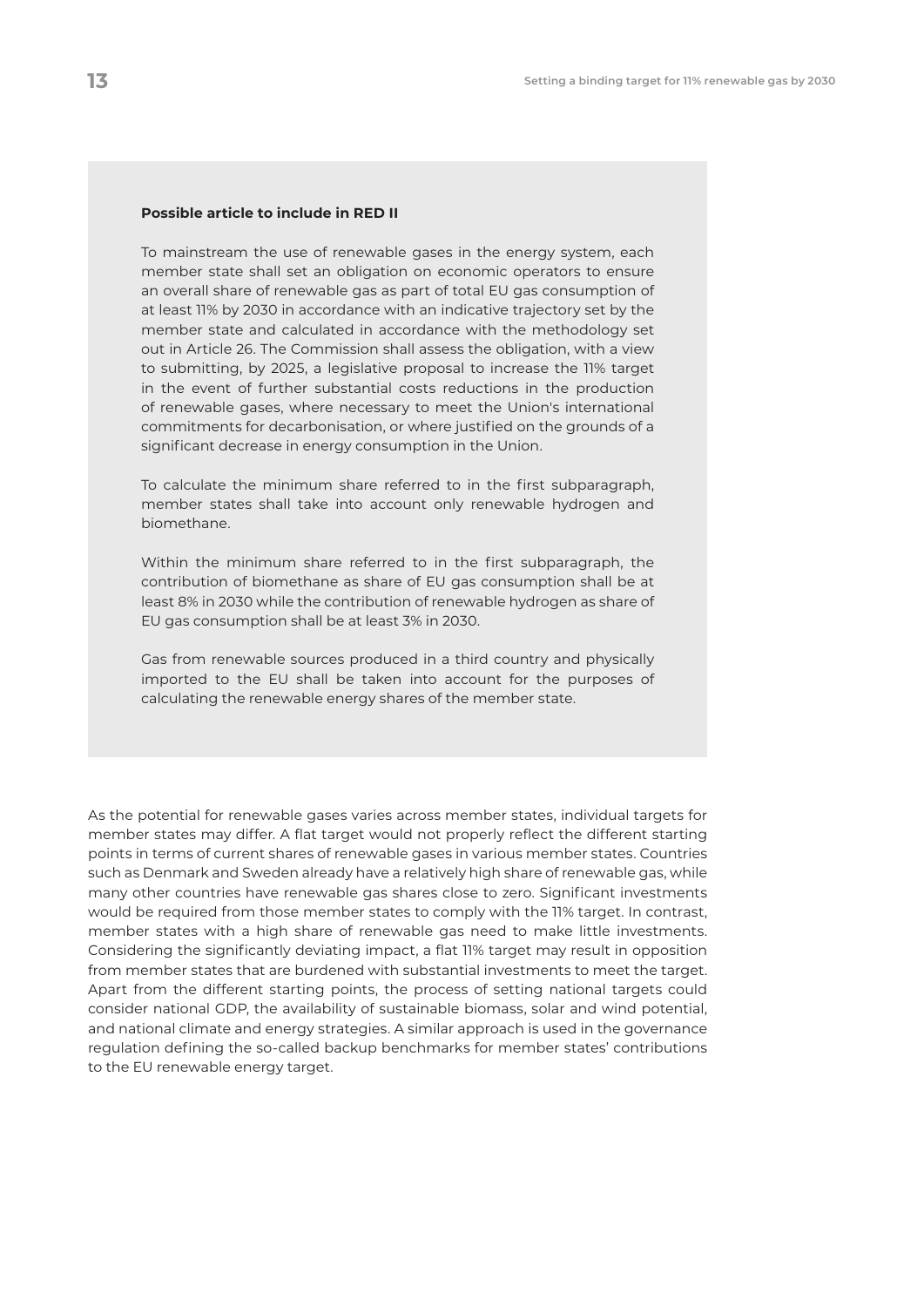**Possible article to include in RED II**

To mainstream the use of renewable gases in the energy system, each member state shall set an obligation on economic operators to ensure an overall share of renewable gas as part of total EU gas consumption of at least 11% by 2030 in accordance with an indicative trajectory set by the member state and calculated in accordance with the methodology set out in Article 26. The Commission shall assess the obligation, with a view to submitting, by 2025, a legislative proposal to increase the 11% target in the event of further substantial costs reductions in the production of renewable gases, where necessary to meet the Union's international commitments for decarbonisation, or where justified on the grounds of a significant decrease in energy consumption in the Union.

To calculate the minimum share referred to in the first subparagraph, member states shall take into account only renewable hydrogen and biomethane.

Within the minimum share referred to in the first subparagraph, the contribution of biomethane as share of EU gas consumption shall be at least 8% in 2030 while the contribution of renewable hydrogen as share of EU gas consumption shall be at least 3% in 2030.

Gas from renewable sources produced in a third country and physically imported to the EU shall be taken into account for the purposes of calculating the renewable energy shares of the member state.

As the potential for renewable gases varies across member states, individual targets for member states may differ. A flat target would not properly reflect the different starting points in terms of current shares of renewable gases in various member states. Countries such as Denmark and Sweden already have a relatively high share of renewable gas, while many other countries have renewable gas shares close to zero. Significant investments would be required from those member states to comply with the 11% target. In contrast, member states with a high share of renewable gas need to make little investments. Considering the significantly deviating impact, a flat 11% target may result in opposition from member states that are burdened with substantial investments to meet the target. Apart from the different starting points, the process of setting national targets could consider national GDP, the availability of sustainable biomass, solar and wind potential, and national climate and energy strategies. A similar approach is used in the governance regulation defining the so-called backup benchmarks for member states' contributions to the EU renewable energy target.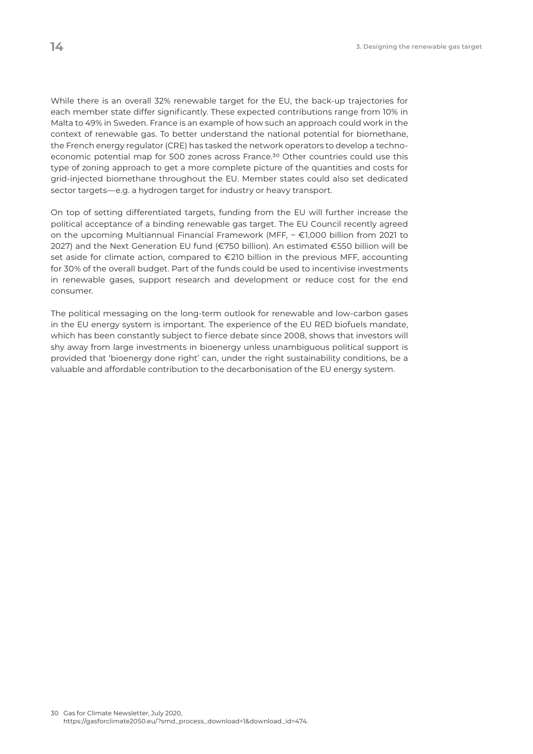While there is an overall 32% renewable target for the EU, the back-up trajectories for each member state differ significantly. These expected contributions range from 10% in Malta to 49% in Sweden. France is an example of how such an approach could work in the context of renewable gas. To better understand the national potential for biomethane, the French energy regulator (CRE) has tasked the network operators to develop a techno-economic potential map for 500 zones across France.[30] Other countries could use this type of zoning approach to get a more complete picture of the quantities and costs for grid-injected biomethane throughout the EU. Member states could also set dedicated sector targets—e.g. a hydrogen target for industry or heavy transport.

On top of setting differentiated targets, funding from the EU will further increase the political acceptance of a binding renewable gas target. The EU Council recently agreed on the upcoming Multiannual Financial Framework (MFF, ~ €1,000 billion from 2021 to 2027) and the Next Generation EU fund (€750 billion). An estimated €550 billion will be set aside for climate action, compared to €210 billion in the previous MFF, accounting for 30% of the overall budget. Part of the funds could be used to incentivise investments in renewable gases, support research and development or reduce cost for the end consumer.

The political messaging on the long-term outlook for renewable and low-carbon gases in the EU energy system is important. The experience of the EU RED biofuels mandate, which has been constantly subject to fierce debate since 2008, shows that investors will shy away from large investments in bioenergy unless unambiguous political support is provided that 'bioenergy done right' can, under the right sustainability conditions, be a valuable and affordable contribution to the decarbonisation of the EU energy system.

30 Gas for Climate Newsletter, July 2020, https://gasforclimate2050.eu/?smd_process_download=1&download_id=474.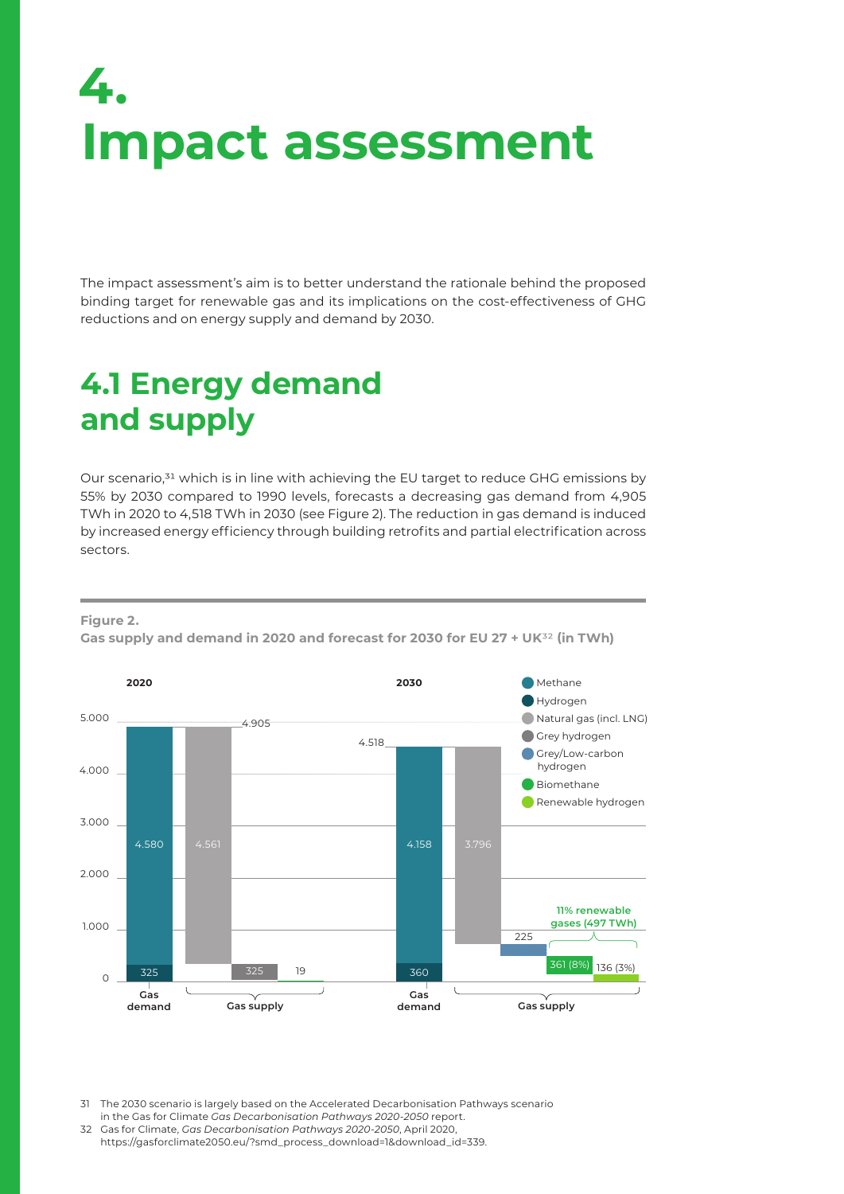# 4. Impact assessment

The impact assessment's aim is to better understand the rationale behind the proposed binding target for renewable gas and its implications on the cost-effectiveness of GHG reductions and on energy supply and demand by 2030.

## 4.1 Energy demand and supply

Our scenario,[31] which is in line with achieving the EU target to reduce GHG emissions by 55% by 2030 compared to 1990 levels, forecasts a decreasing gas demand from 4,905 TWh in 2020 to 4,518 TWh in 2030 (see Figure 2). The reduction in gas demand is induced by increased energy efficiency through building retrofits and partial electrification across sectors.

**Figure 2.**
**Gas supply and demand in 2020 and forecast for 2030 for EU 27 + UK[32] (in TWh)**

| | Methane | Hydrogen | Natural gas (incl. LNG) | Grey hydrogen | Grey/Low-carbon hydrogen | Biomethane | Renewable hydrogen | Total |
|---|---|---|---|---|---|---|---|---|
| 2020 Gas demand | 4.580 | 325 | | | | | | 4.905 |
| 2020 Gas supply | | | 4.561 | 325 | | 19 | | 4.905 |
| 2030 Gas demand | 4.158 | 360 | | | | | | 4.518 |
| 2030 Gas supply | | | 3.796 | | 225 | 361 (8%) | 136 (3%) | 4.518 |

11% renewable gases (497 TWh)

31 The 2030 scenario is largely based on the Accelerated Decarbonisation Pathways scenario in the Gas for Climate *Gas Decarbonisation Pathways 2020-2050* report.

32 Gas for Climate, *Gas Decarbonisation Pathways 2020-2050*, April 2020, https://gasforclimate2050.eu/?smd_process_download=1&download_id=339.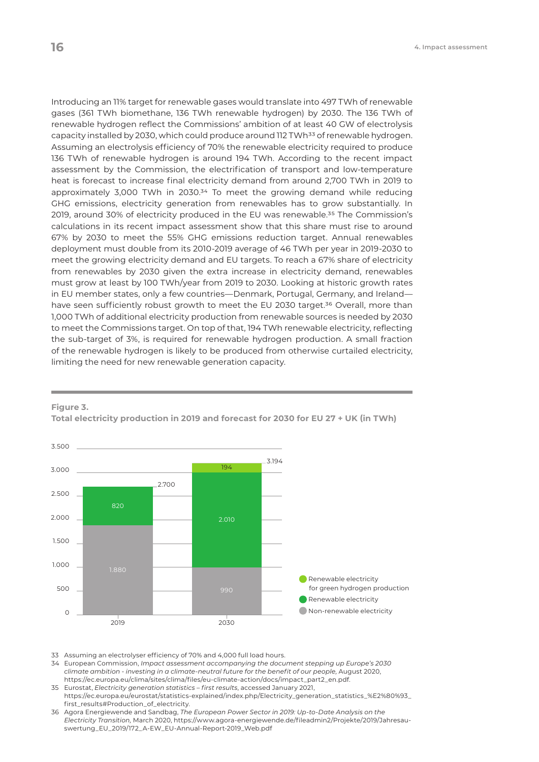Introducing an 11% target for renewable gases would translate into 497 TWh of renewable gases (361 TWh biomethane, 136 TWh renewable hydrogen) by 2030. The 136 TWh of renewable hydrogen reflect the Commissions' ambition of at least 40 GW of electrolysis capacity installed by 2030, which could produce around 112 TWh[33] of renewable hydrogen. Assuming an electrolysis efficiency of 70% the renewable electricity required to produce 136 TWh of renewable hydrogen is around 194 TWh. According to the recent impact assessment by the Commission, the electrification of transport and low-temperature heat is forecast to increase final electricity demand from around 2,700 TWh in 2019 to approximately 3,000 TWh in 2030.[34] To meet the growing demand while reducing GHG emissions, electricity generation from renewables has to grow substantially. In 2019, around 30% of electricity produced in the EU was renewable.[35] The Commission's calculations in its recent impact assessment show that this share must rise to around 67% by 2030 to meet the 55% GHG emissions reduction target. Annual renewables deployment must double from its 2010-2019 average of 46 TWh per year in 2019-2030 to meet the growing electricity demand and EU targets. To reach a 67% share of electricity from renewables by 2030 given the extra increase in electricity demand, renewables must grow at least by 100 TWh/year from 2019 to 2030. Looking at historic growth rates in EU member states, only a few countries—Denmark, Portugal, Germany, and Ireland—have seen sufficiently robust growth to meet the EU 2030 target.[36] Overall, more than 1,000 TWh of additional electricity production from renewable sources is needed by 2030 to meet the Commissions target. On top of that, 194 TWh renewable electricity, reflecting the sub-target of 3%, is required for renewable hydrogen production. A small fraction of the renewable hydrogen is likely to be produced from otherwise curtailed electricity, limiting the need for new renewable generation capacity.

**Figure 3.**
**Total electricity production in 2019 and forecast for 2030 for EU 27 + UK (in TWh)**

| | 2019 | 2030 |
|---|---|---|
| Non-renewable electricity | 1.880 | 990 |
| Renewable electricity | 820 | 2.010 |
| Renewable electricity for green hydrogen production | | 194 |
| Total | 2.700 | 3.194 |

33 Assuming an electrolyser efficiency of 70% and 4,000 full load hours.

34 European Commission, *Impact assessment accompanying the document stepping up Europe's 2030 climate ambition - investing in a climate-neutral future for the benefit of our people*, August 2020, https://ec.europa.eu/clima/sites/clima/files/eu-climate-action/docs/impact_part2_en.pdf.

35 Eurostat, *Electricity generation statistics – first results*, accessed January 2021, https://ec.europa.eu/eurostat/statistics-explained/index.php/Electricity_generation_statistics_%E2%80%93_first_results#Production_of_electricity.

36 Agora Energiewende and Sandbag, *The European Power Sector in 2019: Up-to-Date Analysis on the Electricity Transition*, March 2020, https://www.agora-energiewende.de/fileadmin2/Projekte/2019/Jahresauswertung_EU_2019/172_A-EW_EU-Annual-Report-2019_Web.pdf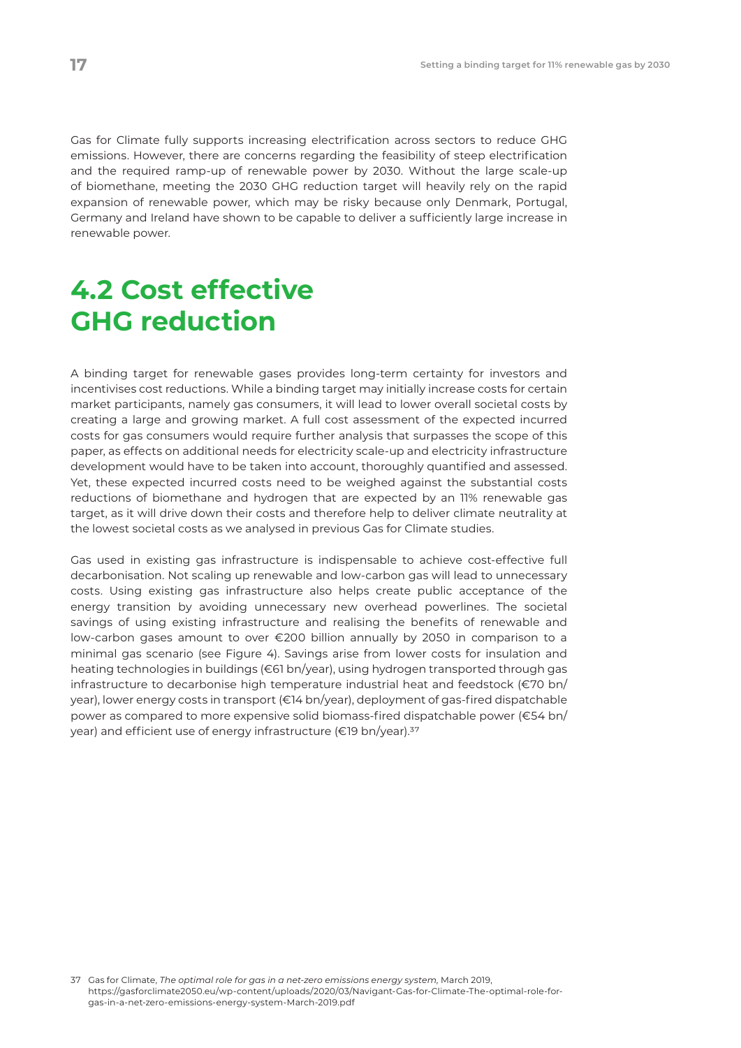Gas for Climate fully supports increasing electrification across sectors to reduce GHG emissions. However, there are concerns regarding the feasibility of steep electrification and the required ramp-up of renewable power by 2030. Without the large scale-up of biomethane, meeting the 2030 GHG reduction target will heavily rely on the rapid expansion of renewable power, which may be risky because only Denmark, Portugal, Germany and Ireland have shown to be capable to deliver a sufficiently large increase in renewable power.

## 4.2 Cost effective GHG reduction

A binding target for renewable gases provides long-term certainty for investors and incentivises cost reductions. While a binding target may initially increase costs for certain market participants, namely gas consumers, it will lead to lower overall societal costs by creating a large and growing market. A full cost assessment of the expected incurred costs for gas consumers would require further analysis that surpasses the scope of this paper, as effects on additional needs for electricity scale-up and electricity infrastructure development would have to be taken into account, thoroughly quantified and assessed. Yet, these expected incurred costs need to be weighed against the substantial costs reductions of biomethane and hydrogen that are expected by an 11% renewable gas target, as it will drive down their costs and therefore help to deliver climate neutrality at the lowest societal costs as we analysed in previous Gas for Climate studies.

Gas used in existing gas infrastructure is indispensable to achieve cost-effective full decarbonisation. Not scaling up renewable and low-carbon gas will lead to unnecessary costs. Using existing gas infrastructure also helps create public acceptance of the energy transition by avoiding unnecessary new overhead powerlines. The societal savings of using existing infrastructure and realising the benefits of renewable and low-carbon gases amount to over €200 billion annually by 2050 in comparison to a minimal gas scenario (see Figure 4). Savings arise from lower costs for insulation and heating technologies in buildings (€61 bn/year), using hydrogen transported through gas infrastructure to decarbonise high temperature industrial heat and feedstock (€70 bn/year), lower energy costs in transport (€14 bn/year), deployment of gas-fired dispatchable power as compared to more expensive solid biomass-fired dispatchable power (€54 bn/year) and efficient use of energy infrastructure (€19 bn/year).[37]

37 Gas for Climate, *The optimal role for gas in a net-zero emissions energy system*, March 2019, https://gasforclimate2050.eu/wp-content/uploads/2020/03/Navigant-Gas-for-Climate-The-optimal-role-for-gas-in-a-net-zero-emissions-energy-system-March-2019.pdf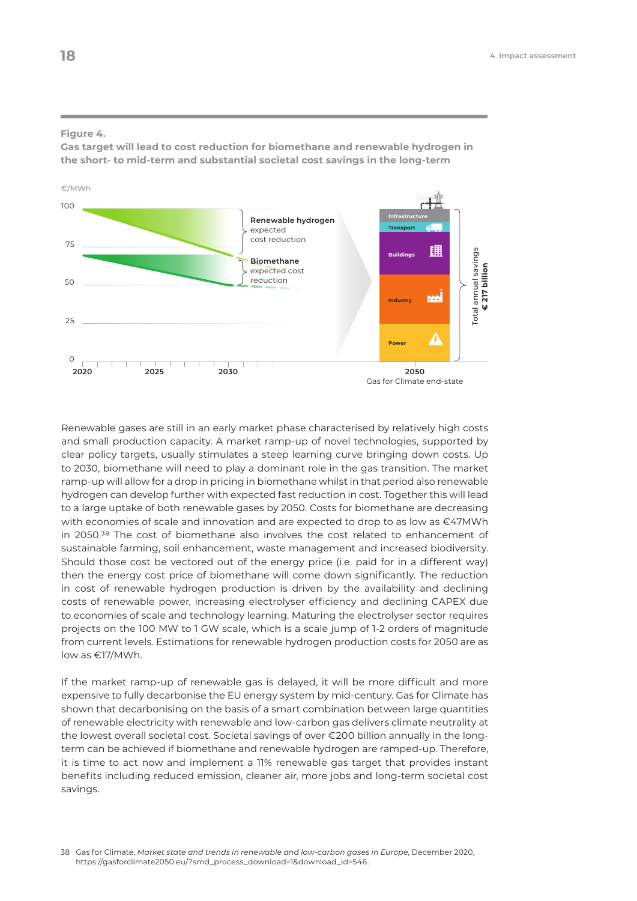**Figure 4.**
**Gas target will lead to cost reduction for biomethane and renewable hydrogen in the short- to mid-term and substantial societal cost savings in the long-term**

€/MWh

100

75

50

25

0

2020 2025 2030 2050

Gas for Climate end-state

**Renewable hydrogen** expected cost reduction

**Biomethane** expected cost reduction

Infrastructure

Transport

Buildings

Industry

Power

Total annual savings **€ 217 billion**

Renewable gases are still in an early market phase characterised by relatively high costs and small production capacity. A market ramp-up of novel technologies, supported by clear policy targets, usually stimulates a steep learning curve bringing down costs. Up to 2030, biomethane will need to play a dominant role in the gas transition. The market ramp-up will allow for a drop in pricing in biomethane whilst in that period also renewable hydrogen can develop further with expected fast reduction in cost. Together this will lead to a large uptake of both renewable gases by 2050. Costs for biomethane are decreasing with economies of scale and innovation and are expected to drop to as low as €47MWh in 2050.[38] The cost of biomethane also involves the cost related to enhancement of sustainable farming, soil enhancement, waste management and increased biodiversity. Should those cost be vectored out of the energy price (i.e. paid for in a different way) then the energy cost price of biomethane will come down significantly. The reduction in cost of renewable hydrogen production is driven by the availability and declining costs of renewable power, increasing electrolyser efficiency and declining CAPEX due to economies of scale and technology learning. Maturing the electrolyser sector requires projects on the 100 MW to 1 GW scale, which is a scale jump of 1-2 orders of magnitude from current levels. Estimations for renewable hydrogen production costs for 2050 are as low as €17/MWh.

If the market ramp-up of renewable gas is delayed, it will be more difficult and more expensive to fully decarbonise the EU energy system by mid-century. Gas for Climate has shown that decarbonising on the basis of a smart combination between large quantities of renewable electricity with renewable and low-carbon gas delivers climate neutrality at the lowest overall societal cost. Societal savings of over €200 billion annually in the long-term can be achieved if biomethane and renewable hydrogen are ramped-up. Therefore, it is time to act now and implement a 11% renewable gas target that provides instant benefits including reduced emission, cleaner air, more jobs and long-term societal cost savings.

38 Gas for Climate, *Market state and trends in renewable and low-carbon gases in Europe*, December 2020, https://gasforclimate2050.eu/?smd_process_download=1&download_id=546.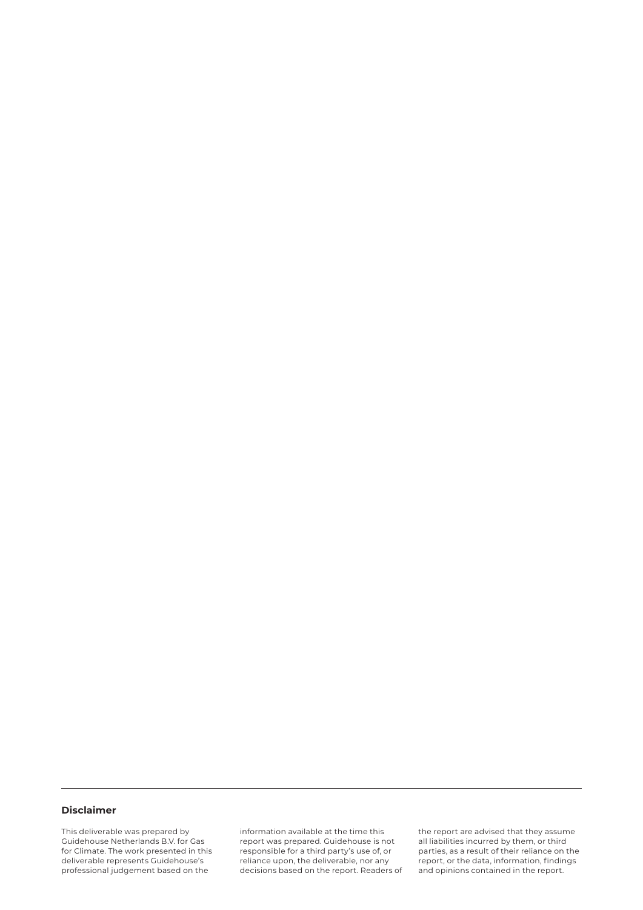## Disclaimer

This deliverable was prepared by Guidehouse Netherlands B.V. for Gas for Climate. The work presented in this deliverable represents Guidehouse's professional judgement based on the information available at the time this report was prepared. Guidehouse is not responsible for a third party's use of, or reliance upon, the deliverable, nor any decisions based on the report. Readers of the report are advised that they assume all liabilities incurred by them, or third parties, as a result of their reliance on the report, or the data, information, findings and opinions contained in the report.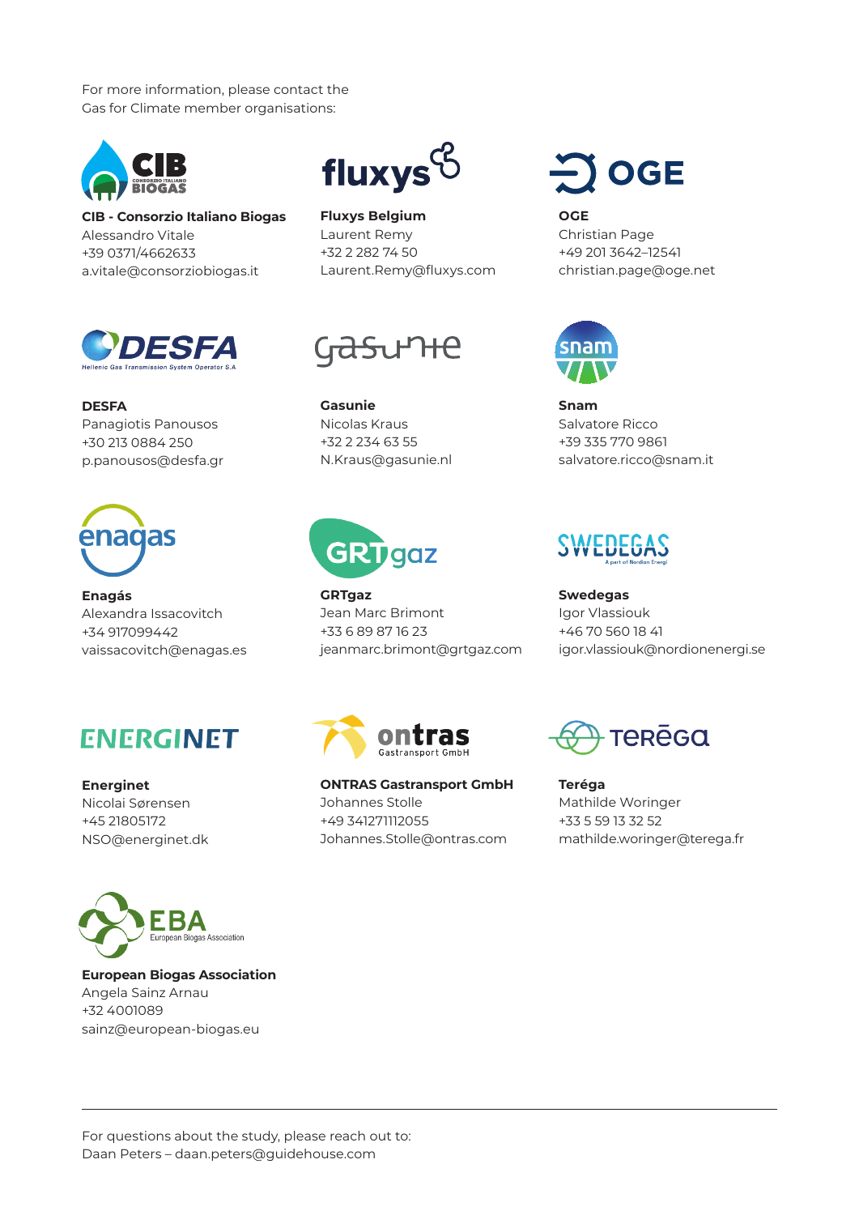For more information, please contact the Gas for Climate member organisations:

**CIB - Consorzio Italiano Biogas**
Alessandro Vitale
+39 0371/4662633
a.vitale@consorziobiogas.it

**Fluxys Belgium**
Laurent Remy
+32 2 282 74 50
Laurent.Remy@fluxys.com

**OGE**
Christian Page
+49 201 3642–12541
christian.page@oge.net

**DESFA**
Panagiotis Panousos
+30 213 0884 250
p.panousos@desfa.gr

**Gasunie**
Nicolas Kraus
+32 2 234 63 55
N.Kraus@gasunie.nl

**Snam**
Salvatore Ricco
+39 335 770 9861
salvatore.ricco@snam.it

**Enagás**
Alexandra Issacovitch
+34 917099442
vaissacovitch@enagas.es

**GRTgaz**
Jean Marc Brimont
+33 6 89 87 16 23
jeanmarc.brimont@grtgaz.com

**Swedegas**
Igor Vlassiouk
+46 70 560 18 41
igor.vlassiouk@nordionenergi.se

**Energinet**
Nicolai Sørensen
+45 21805172
NSO@energinet.dk

**ONTRAS Gastransport GmbH**
Johannes Stolle
+49 341271112055
Johannes.Stolle@ontras.com

**Teréga**
Mathilde Woringer
+33 5 59 13 32 52
mathilde.woringer@terega.fr

**European Biogas Association**
Angela Sainz Arnau
+32 4001089
sainz@european-biogas.eu

---

For questions about the study, please reach out to:
Daan Peters – daan.peters@guidehouse.com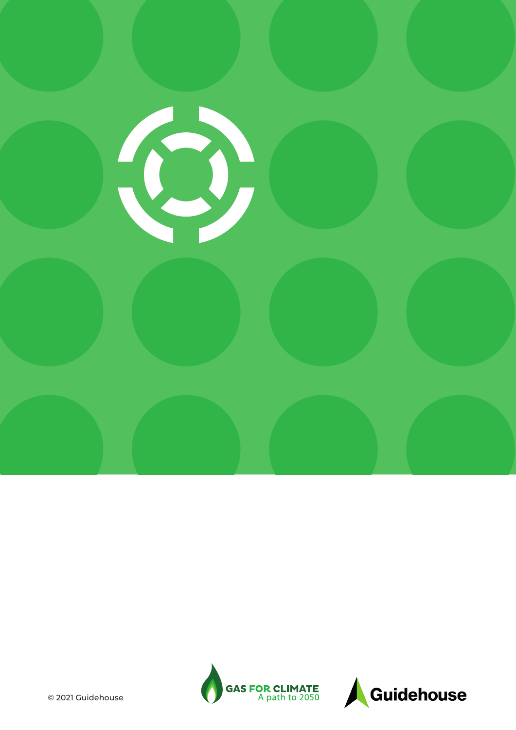© 2021 Guidehouse

GAS FOR CLIMATE
A path to 2050

Guidehouse